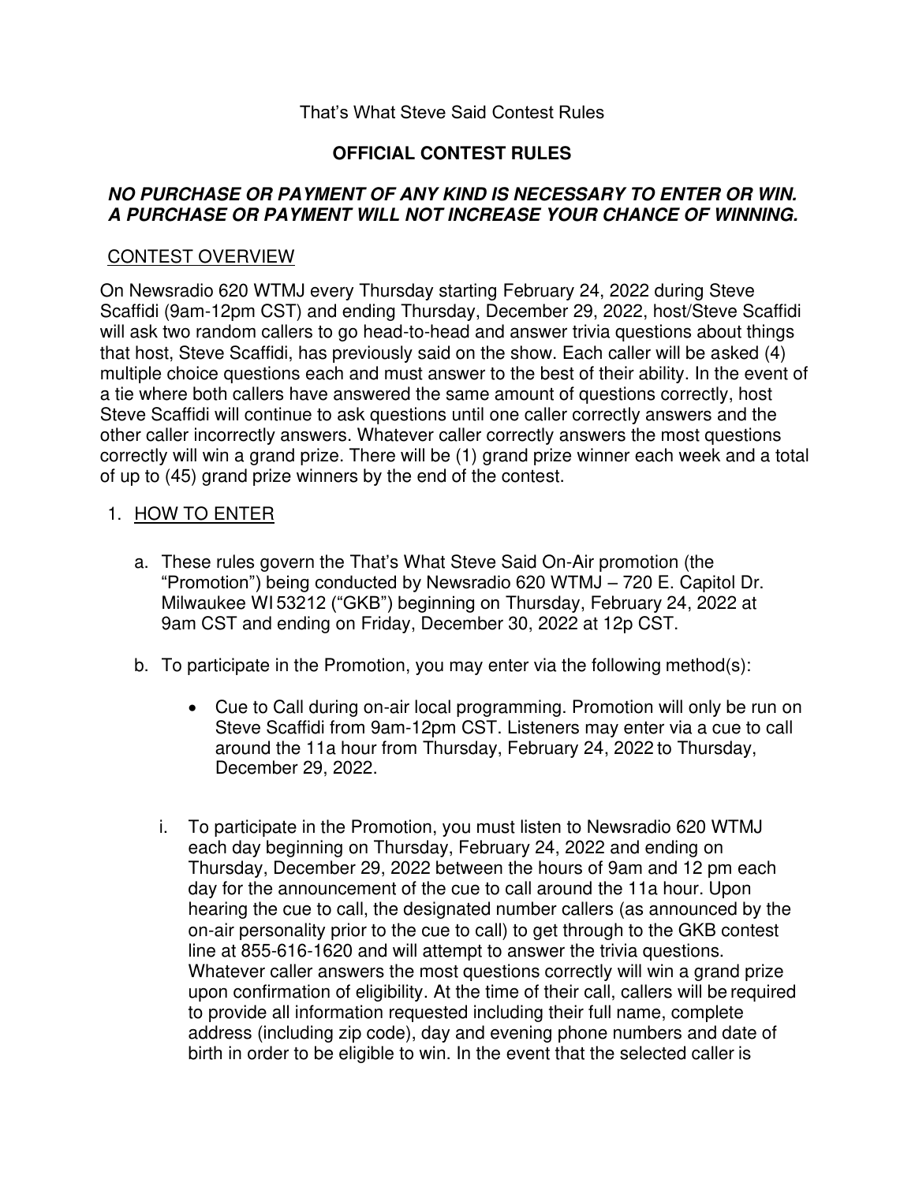That's What Steve Said Contest Rules

# OFFICIAL CONTEST RULES

***NO PURCHASE OR PAYMENT OF ANY KIND IS NECESSARY TO ENTER OR WIN. A PURCHASE OR PAYMENT WILL NOT INCREASE YOUR CHANCE OF WINNING.***

## CONTEST OVERVIEW

On Newsradio 620 WTMJ every Thursday starting February 24, 2022 during Steve Scaffidi (9am-12pm CST) and ending Thursday, December 29, 2022, host/Steve Scaffidi will ask two random callers to go head-to-head and answer trivia questions about things that host, Steve Scaffidi, has previously said on the show. Each caller will be asked (4) multiple choice questions each and must answer to the best of their ability. In the event of a tie where both callers have answered the same amount of questions correctly, host Steve Scaffidi will continue to ask questions until one caller correctly answers and the other caller incorrectly answers. Whatever caller correctly answers the most questions correctly will win a grand prize. There will be (1) grand prize winner each week and a total of up to (45) grand prize winners by the end of the contest.

1. HOW TO ENTER

   a. These rules govern the That's What Steve Said On-Air promotion (the "Promotion") being conducted by Newsradio 620 WTMJ – 720 E. Capitol Dr. Milwaukee WI 53212 ("GKB") beginning on Thursday, February 24, 2022 at 9am CST and ending on Friday, December 30, 2022 at 12p CST.

   b. To participate in the Promotion, you may enter via the following method(s):

      - Cue to Call during on-air local programming. Promotion will only be run on Steve Scaffidi from 9am-12pm CST. Listeners may enter via a cue to call around the 11a hour from Thursday, February 24, 2022 to Thursday, December 29, 2022.

      i. To participate in the Promotion, you must listen to Newsradio 620 WTMJ each day beginning on Thursday, February 24, 2022 and ending on Thursday, December 29, 2022 between the hours of 9am and 12 pm each day for the announcement of the cue to call around the 11a hour. Upon hearing the cue to call, the designated number callers (as announced by the on-air personality prior to the cue to call) to get through to the GKB contest line at 855-616-1620 and will attempt to answer the trivia questions. Whatever caller answers the most questions correctly will win a grand prize upon confirmation of eligibility. At the time of their call, callers will be required to provide all information requested including their full name, complete address (including zip code), day and evening phone numbers and date of birth in order to be eligible to win. In the event that the selected caller is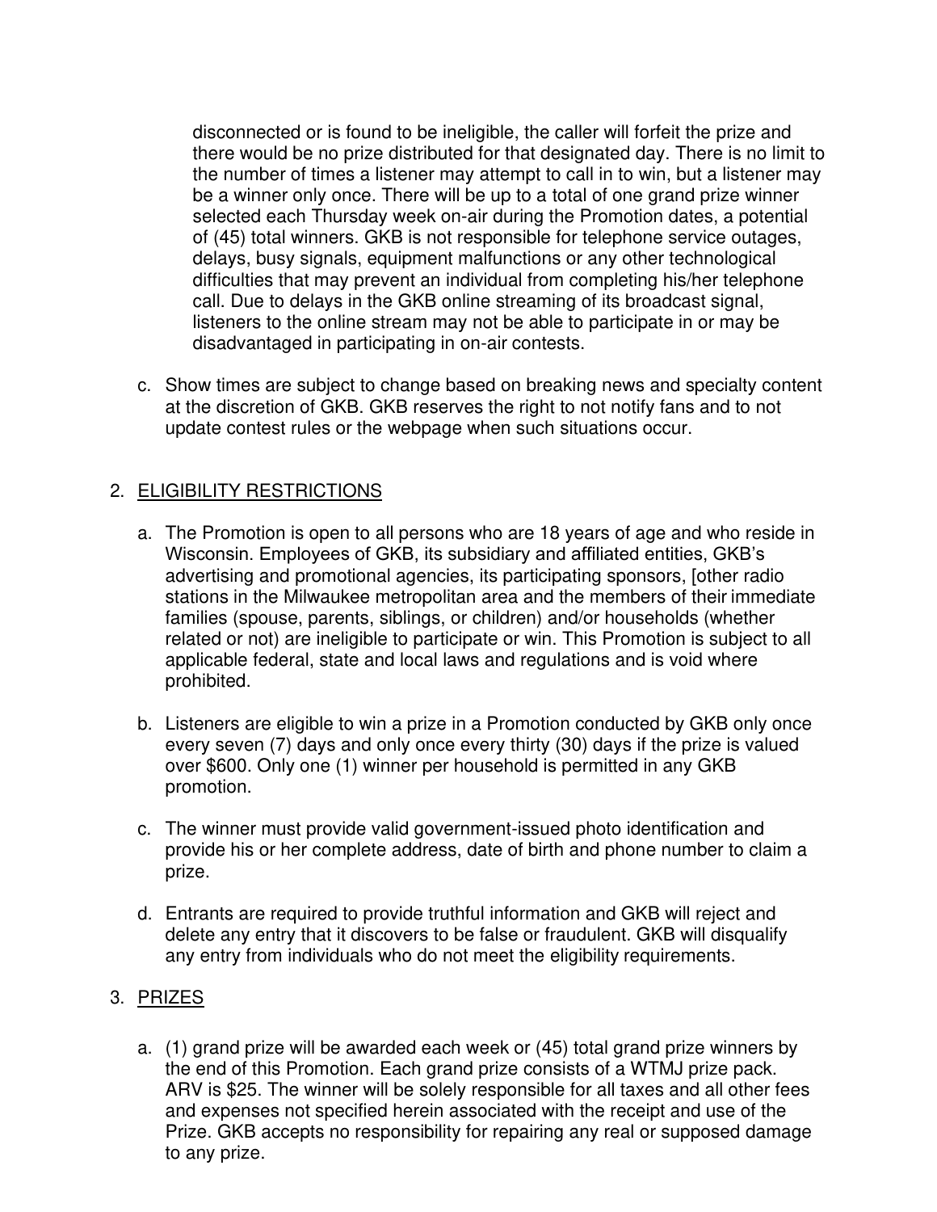disconnected or is found to be ineligible, the caller will forfeit the prize and there would be no prize distributed for that designated day. There is no limit to the number of times a listener may attempt to call in to win, but a listener may be a winner only once. There will be up to a total of one grand prize winner selected each Thursday week on-air during the Promotion dates, a potential of (45) total winners. GKB is not responsible for telephone service outages, delays, busy signals, equipment malfunctions or any other technological difficulties that may prevent an individual from completing his/her telephone call. Due to delays in the GKB online streaming of its broadcast signal, listeners to the online stream may not be able to participate in or may be disadvantaged in participating in on-air contests.

c. Show times are subject to change based on breaking news and specialty content at the discretion of GKB. GKB reserves the right to not notify fans and to not update contest rules or the webpage when such situations occur.

2. <u>ELIGIBILITY RESTRICTIONS</u>

   a. The Promotion is open to all persons who are 18 years of age and who reside in Wisconsin. Employees of GKB, its subsidiary and affiliated entities, GKB's advertising and promotional agencies, its participating sponsors, [other radio stations in the Milwaukee metropolitan area and the members of their immediate families (spouse, parents, siblings, or children) and/or households (whether related or not) are ineligible to participate or win. This Promotion is subject to all applicable federal, state and local laws and regulations and is void where prohibited.

   b. Listeners are eligible to win a prize in a Promotion conducted by GKB only once every seven (7) days and only once every thirty (30) days if the prize is valued over $600. Only one (1) winner per household is permitted in any GKB promotion.

   c. The winner must provide valid government-issued photo identification and provide his or her complete address, date of birth and phone number to claim a prize.

   d. Entrants are required to provide truthful information and GKB will reject and delete any entry that it discovers to be false or fraudulent. GKB will disqualify any entry from individuals who do not meet the eligibility requirements.

3. <u>PRIZES</u>

   a. (1) grand prize will be awarded each week or (45) total grand prize winners by the end of this Promotion. Each grand prize consists of a WTMJ prize pack. ARV is $25. The winner will be solely responsible for all taxes and all other fees and expenses not specified herein associated with the receipt and use of the Prize. GKB accepts no responsibility for repairing any real or supposed damage to any prize.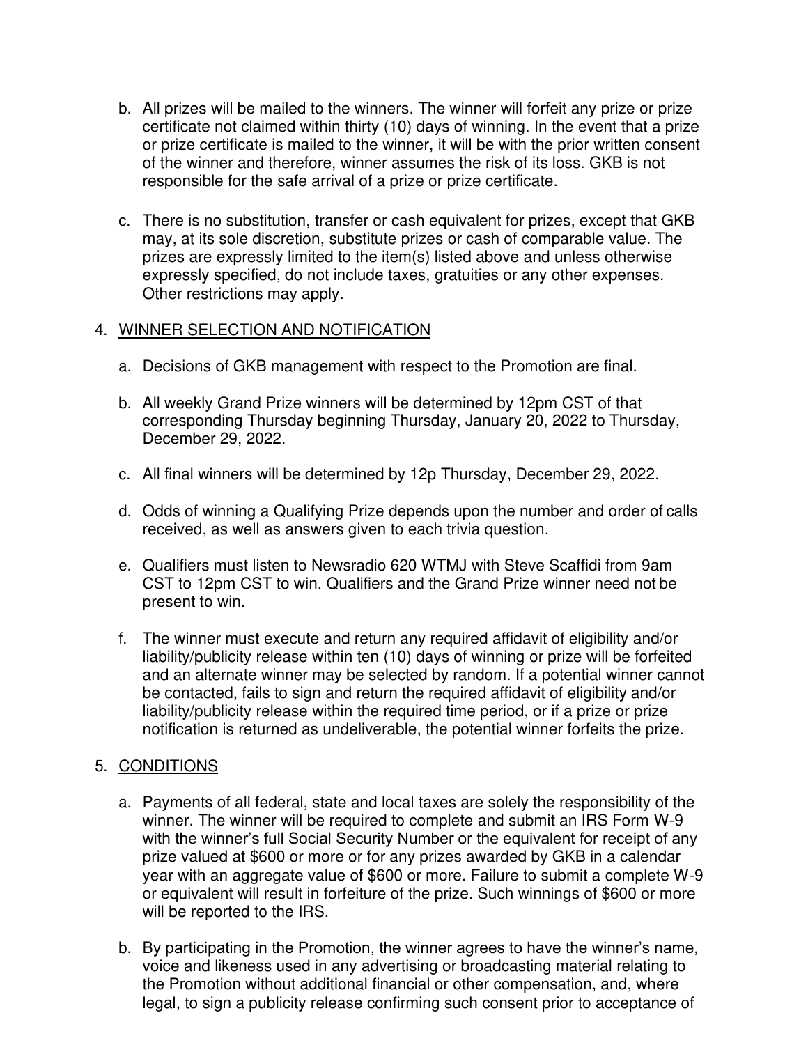b. All prizes will be mailed to the winners. The winner will forfeit any prize or prize certificate not claimed within thirty (10) days of winning. In the event that a prize or prize certificate is mailed to the winner, it will be with the prior written consent of the winner and therefore, winner assumes the risk of its loss. GKB is not responsible for the safe arrival of a prize or prize certificate.

c. There is no substitution, transfer or cash equivalent for prizes, except that GKB may, at its sole discretion, substitute prizes or cash of comparable value. The prizes are expressly limited to the item(s) listed above and unless otherwise expressly specified, do not include taxes, gratuities or any other expenses. Other restrictions may apply.

4. <u>WINNER SELECTION AND NOTIFICATION</u>

   a. Decisions of GKB management with respect to the Promotion are final.

   b. All weekly Grand Prize winners will be determined by 12pm CST of that corresponding Thursday beginning Thursday, January 20, 2022 to Thursday, December 29, 2022.

   c. All final winners will be determined by 12p Thursday, December 29, 2022.

   d. Odds of winning a Qualifying Prize depends upon the number and order of calls received, as well as answers given to each trivia question.

   e. Qualifiers must listen to Newsradio 620 WTMJ with Steve Scaffidi from 9am CST to 12pm CST to win. Qualifiers and the Grand Prize winner need not be present to win.

   f. The winner must execute and return any required affidavit of eligibility and/or liability/publicity release within ten (10) days of winning or prize will be forfeited and an alternate winner may be selected by random. If a potential winner cannot be contacted, fails to sign and return the required affidavit of eligibility and/or liability/publicity release within the required time period, or if a prize or prize notification is returned as undeliverable, the potential winner forfeits the prize.

5. <u>CONDITIONS</u>

   a. Payments of all federal, state and local taxes are solely the responsibility of the winner. The winner will be required to complete and submit an IRS Form W-9 with the winner's full Social Security Number or the equivalent for receipt of any prize valued at $600 or more or for any prizes awarded by GKB in a calendar year with an aggregate value of $600 or more. Failure to submit a complete W-9 or equivalent will result in forfeiture of the prize. Such winnings of $600 or more will be reported to the IRS.

   b. By participating in the Promotion, the winner agrees to have the winner's name, voice and likeness used in any advertising or broadcasting material relating to the Promotion without additional financial or other compensation, and, where legal, to sign a publicity release confirming such consent prior to acceptance of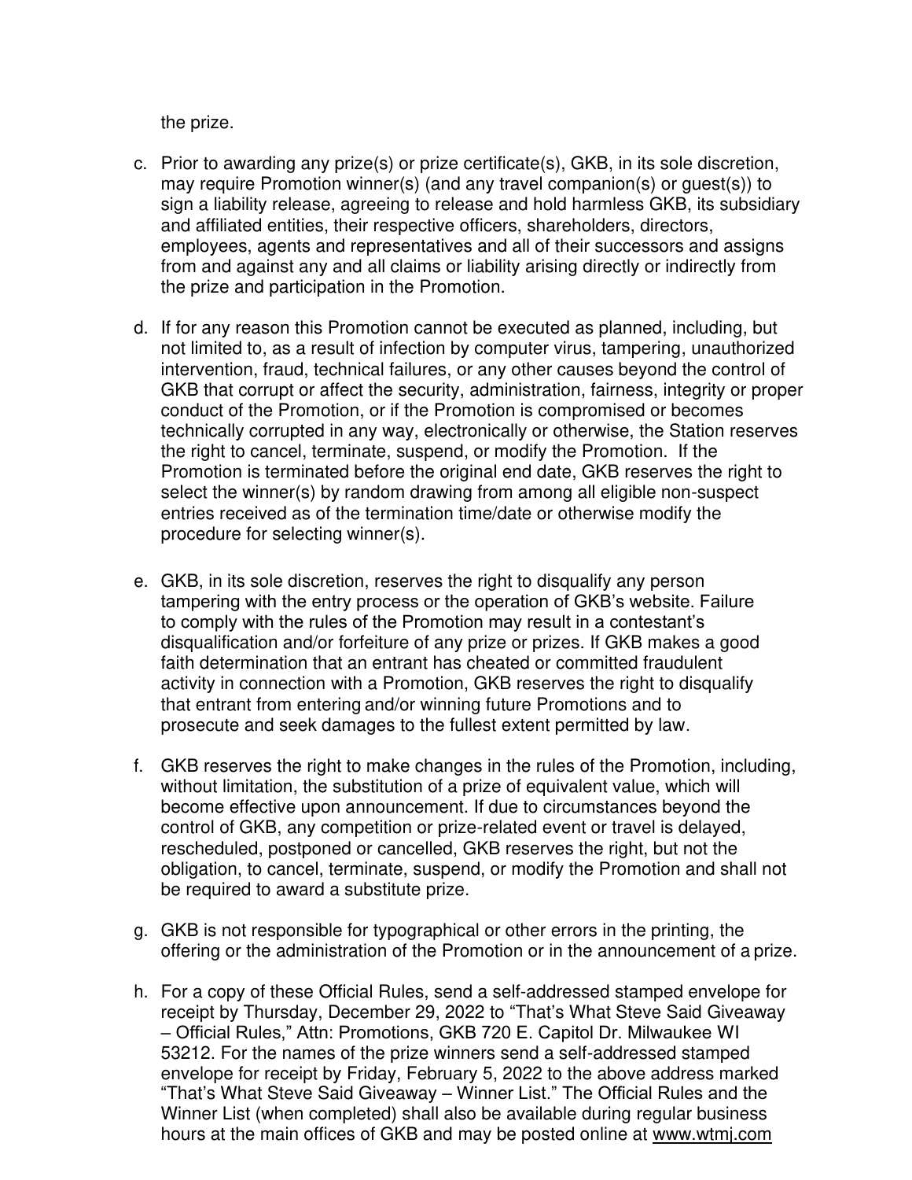the prize.

c. Prior to awarding any prize(s) or prize certificate(s), GKB, in its sole discretion, may require Promotion winner(s) (and any travel companion(s) or guest(s)) to sign a liability release, agreeing to release and hold harmless GKB, its subsidiary and affiliated entities, their respective officers, shareholders, directors, employees, agents and representatives and all of their successors and assigns from and against any and all claims or liability arising directly or indirectly from the prize and participation in the Promotion.

d. If for any reason this Promotion cannot be executed as planned, including, but not limited to, as a result of infection by computer virus, tampering, unauthorized intervention, fraud, technical failures, or any other causes beyond the control of GKB that corrupt or affect the security, administration, fairness, integrity or proper conduct of the Promotion, or if the Promotion is compromised or becomes technically corrupted in any way, electronically or otherwise, the Station reserves the right to cancel, terminate, suspend, or modify the Promotion. If the Promotion is terminated before the original end date, GKB reserves the right to select the winner(s) by random drawing from among all eligible non-suspect entries received as of the termination time/date or otherwise modify the procedure for selecting winner(s).

e. GKB, in its sole discretion, reserves the right to disqualify any person tampering with the entry process or the operation of GKB's website. Failure to comply with the rules of the Promotion may result in a contestant's disqualification and/or forfeiture of any prize or prizes. If GKB makes a good faith determination that an entrant has cheated or committed fraudulent activity in connection with a Promotion, GKB reserves the right to disqualify that entrant from entering and/or winning future Promotions and to prosecute and seek damages to the fullest extent permitted by law.

f. GKB reserves the right to make changes in the rules of the Promotion, including, without limitation, the substitution of a prize of equivalent value, which will become effective upon announcement. If due to circumstances beyond the control of GKB, any competition or prize-related event or travel is delayed, rescheduled, postponed or cancelled, GKB reserves the right, but not the obligation, to cancel, terminate, suspend, or modify the Promotion and shall not be required to award a substitute prize.

g. GKB is not responsible for typographical or other errors in the printing, the offering or the administration of the Promotion or in the announcement of a prize.

h. For a copy of these Official Rules, send a self-addressed stamped envelope for receipt by Thursday, December 29, 2022 to "That's What Steve Said Giveaway – Official Rules," Attn: Promotions, GKB 720 E. Capitol Dr. Milwaukee WI 53212. For the names of the prize winners send a self-addressed stamped envelope for receipt by Friday, February 5, 2022 to the above address marked "That's What Steve Said Giveaway – Winner List." The Official Rules and the Winner List (when completed) shall also be available during regular business hours at the main offices of GKB and may be posted online at www.wtmj.com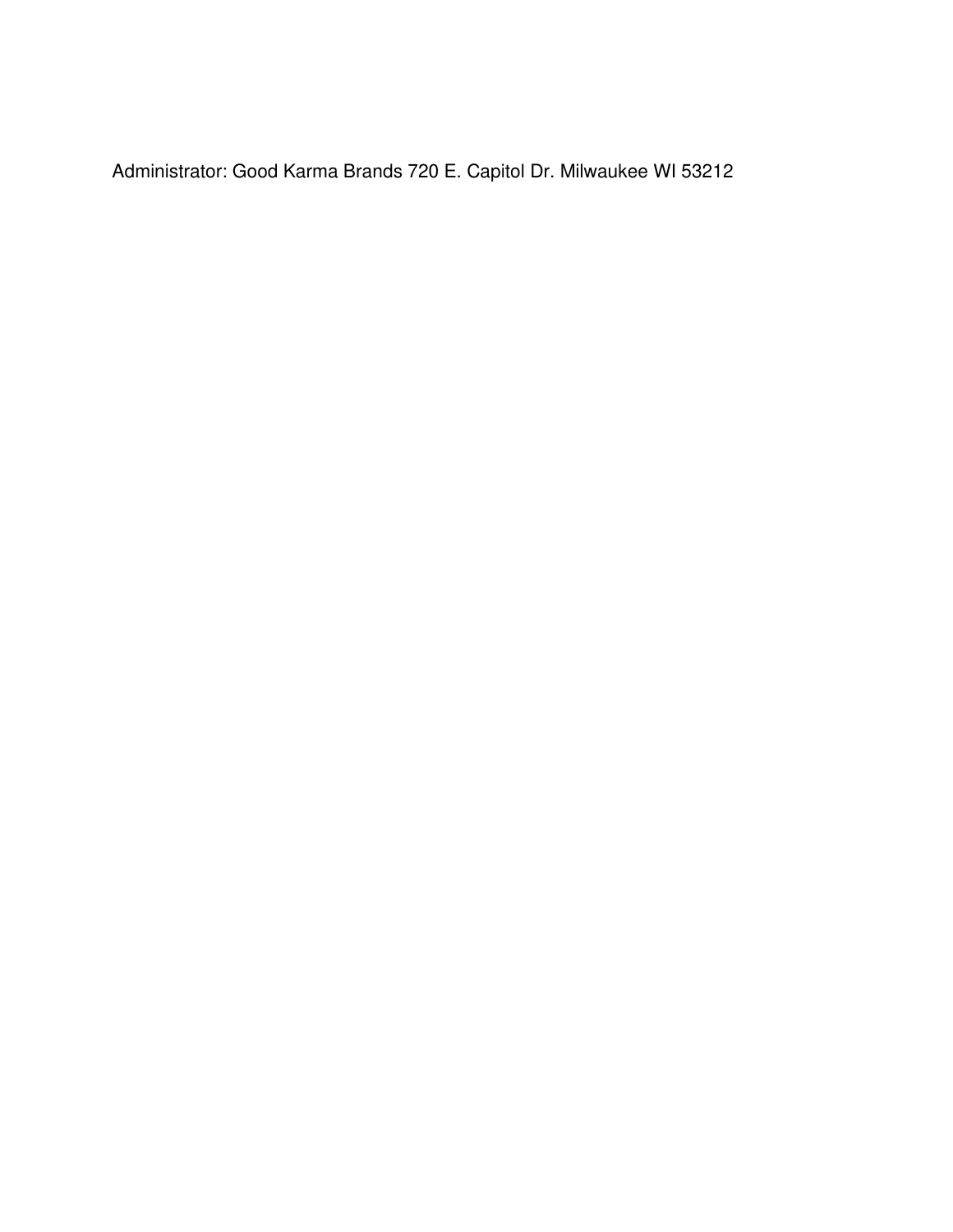Administrator: Good Karma Brands 720 E. Capitol Dr. Milwaukee WI 53212